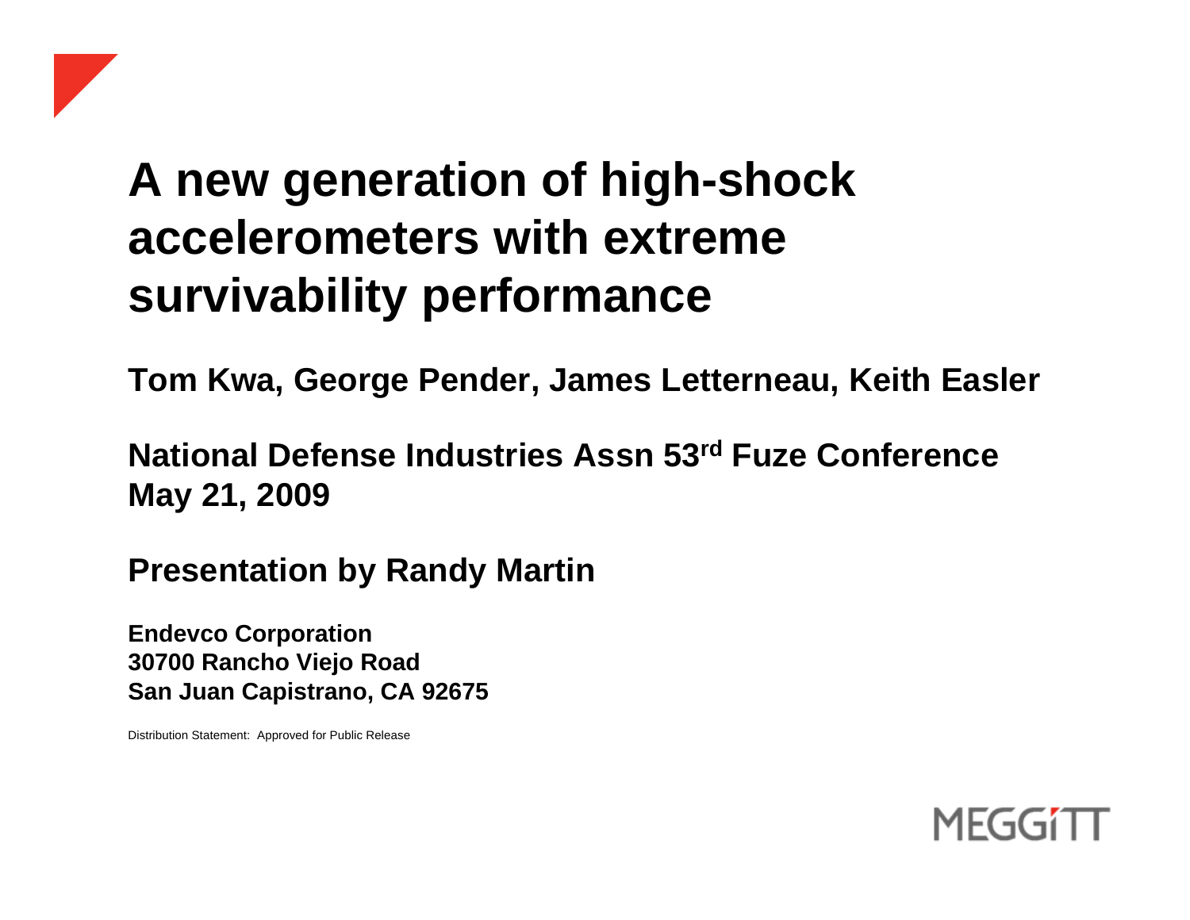# A new generation of high-shock accelerometers with extreme survivability performance

**Tom Kwa, George Pender, James Letterneau, Keith Easler**

**National Defense Industries Assn 53rd Fuze Conference**
**May 21, 2009**

**Presentation by Randy Martin**

**Endevco Corporation**
**30700 Rancho Viejo Road**
**San Juan Capistrano, CA 92675**

Distribution Statement: Approved for Public Release

MEGGITT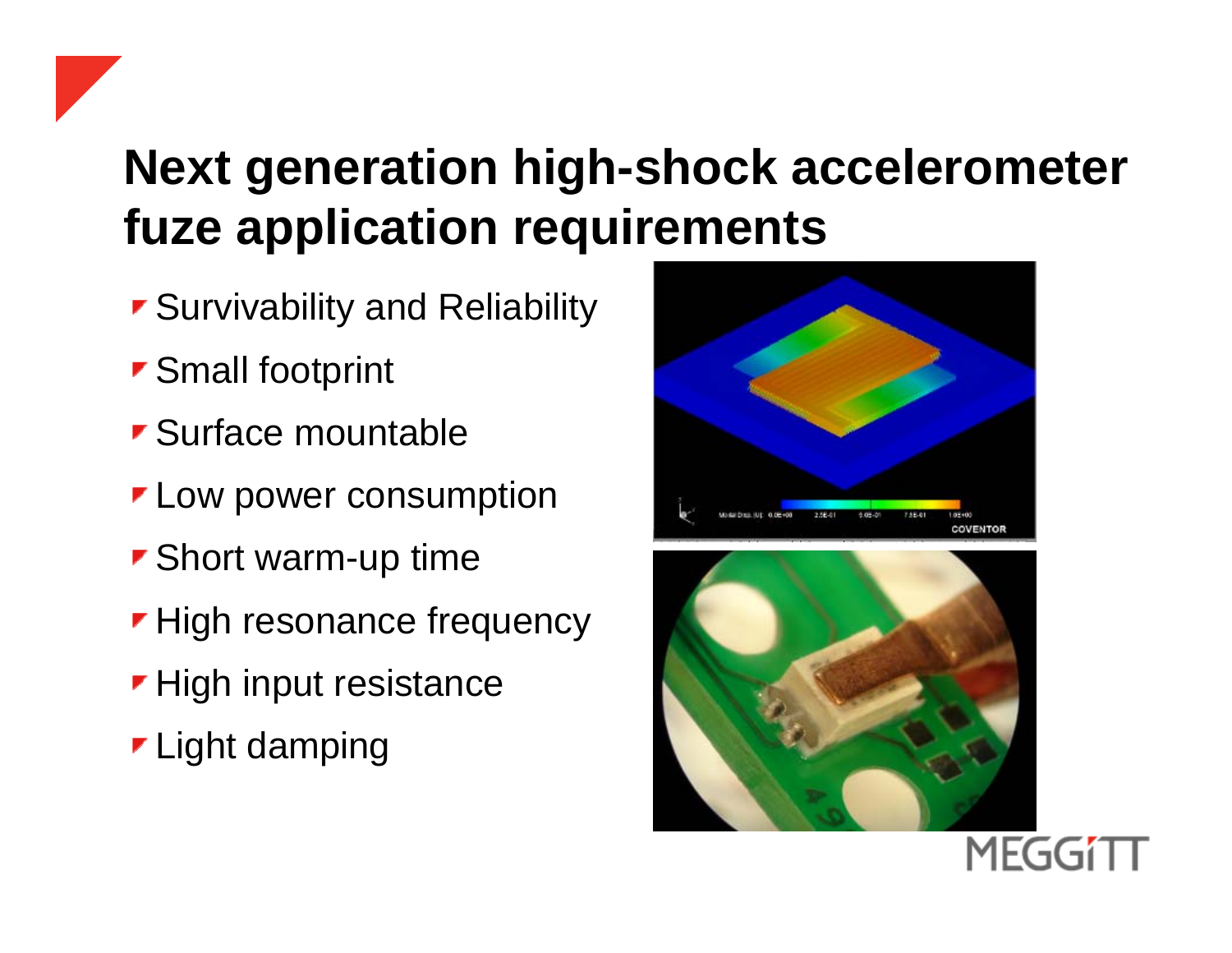# Next generation high-shock accelerometer fuze application requirements

- Survivability and Reliability
- Small footprint
- Surface mountable
- Low power consumption
- Short warm-up time
- High resonance frequency
- High input resistance
- Light damping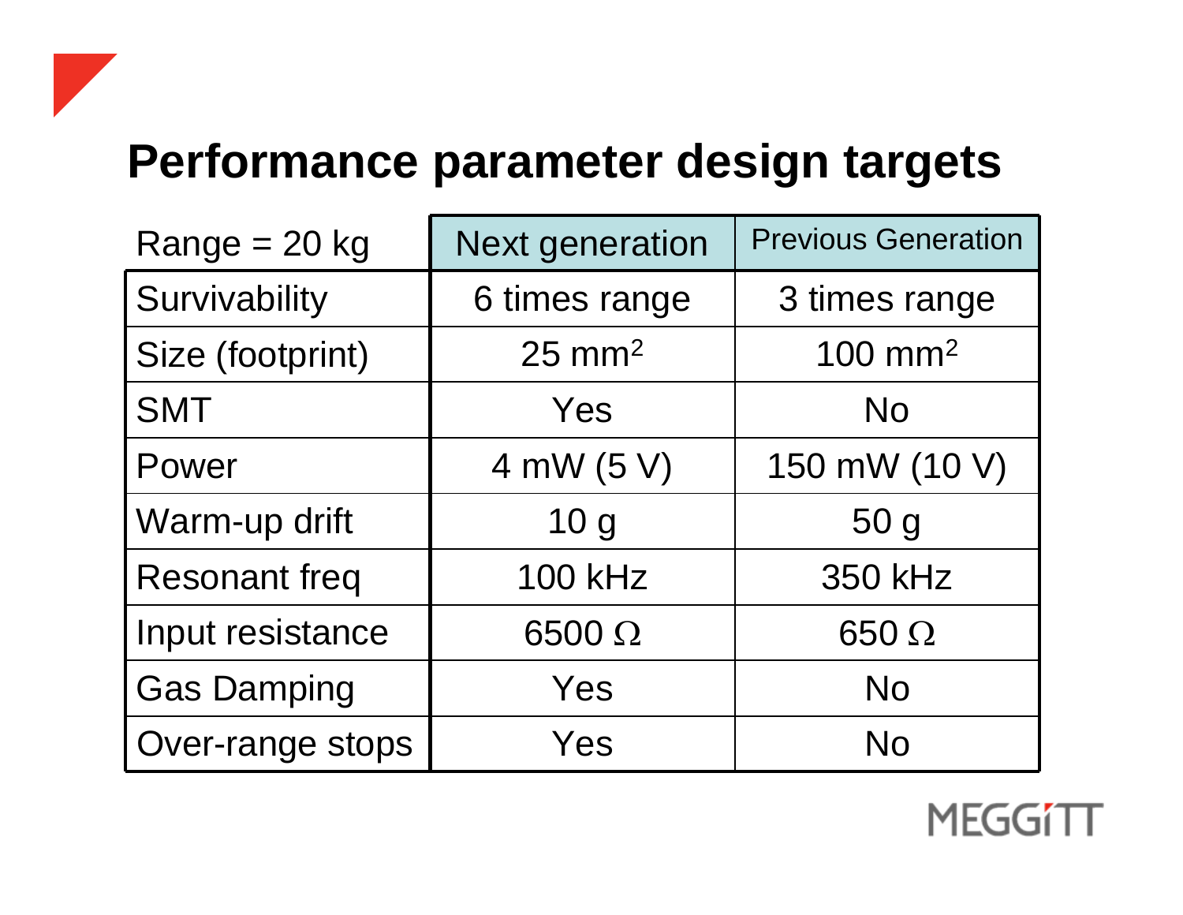# Performance parameter design targets

| Range = 20 kg | Next generation | Previous Generation |
|---|---|---|
| Survivability | 6 times range | 3 times range |
| Size (footprint) | 25 $mm^2$ | 100 $mm^2$ |
| SMT | Yes | No |
| Power | 4 mW (5 V) | 150 mW (10 V) |
| Warm-up drift | 10 g | 50 g |
| Resonant freq | 100 kHz | 350 kHz |
| Input resistance | 6500 $\Omega$ | 650 $\Omega$ |
| Gas Damping | Yes | No |
| Over-range stops | Yes | No |

MEGGITT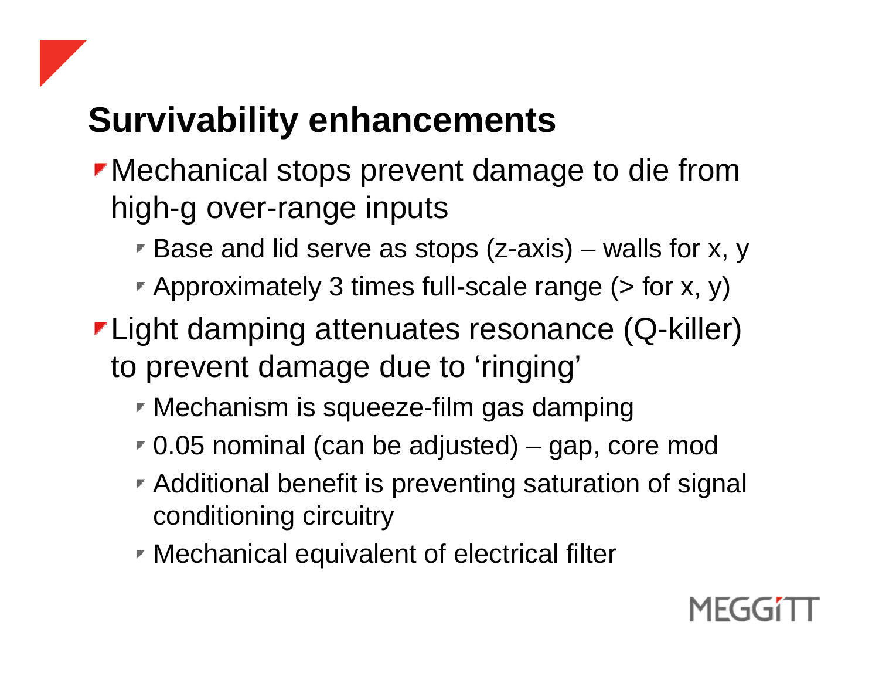# Survivability enhancements

- Mechanical stops prevent damage to die from high-g over-range inputs
  - Base and lid serve as stops (z-axis) – walls for x, y
  - Approximately 3 times full-scale range (> for x, y)
- Light damping attenuates resonance (Q-killer) to prevent damage due to ‘ringing’
  - Mechanism is squeeze-film gas damping
  - 0.05 nominal (can be adjusted) – gap, core mod
  - Additional benefit is preventing saturation of signal conditioning circuitry
  - Mechanical equivalent of electrical filter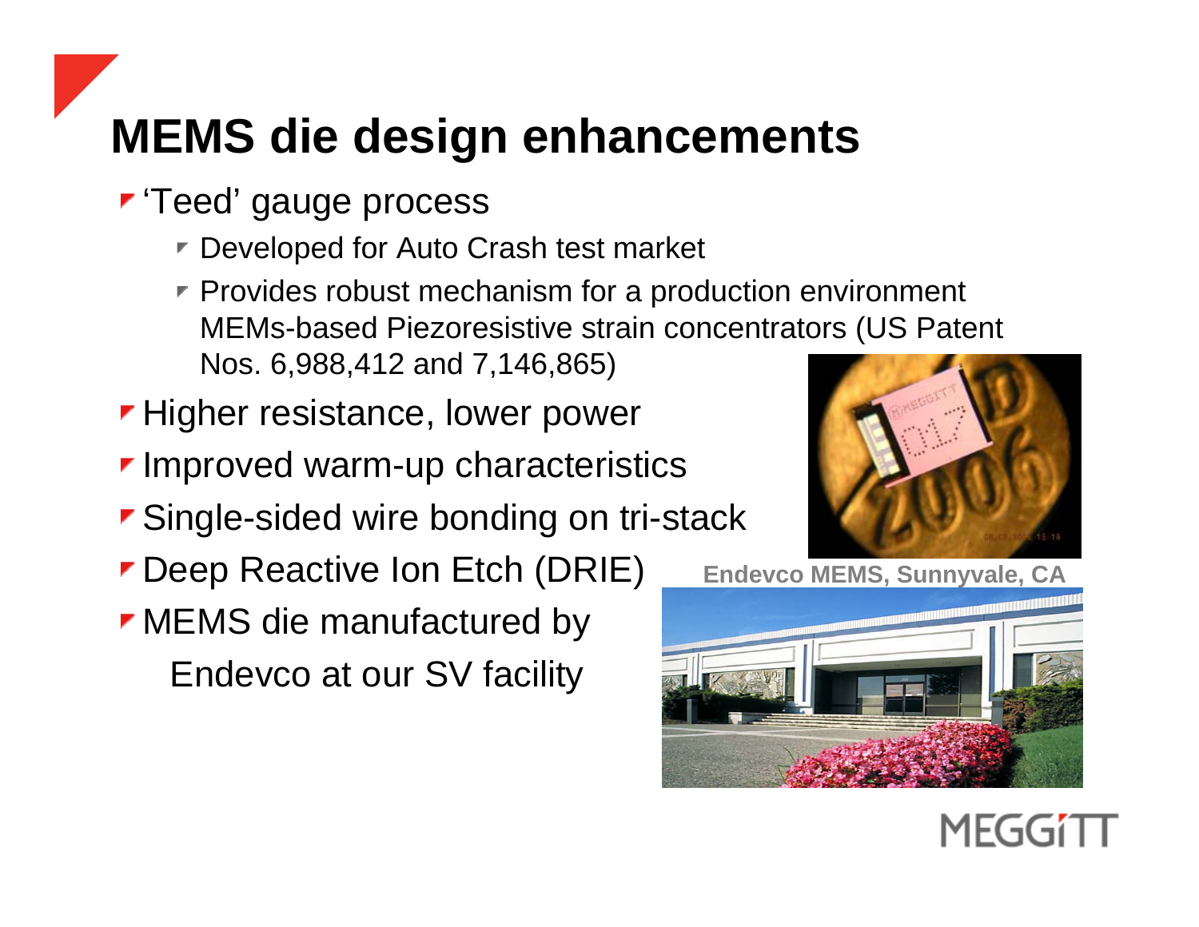# MEMS die design enhancements

- 'Teed' gauge process
  - Developed for Auto Crash test market
  - Provides robust mechanism for a production environment MEMs-based Piezoresistive strain concentrators (US Patent Nos. 6,988,412 and 7,146,865)
- Higher resistance, lower power
- Improved warm-up characteristics
- Single-sided wire bonding on tri-stack
- Deep Reactive Ion Etch (DRIE)
- MEMS die manufactured by Endevco at our SV facility

**Endevco MEMS, Sunnyvale, CA**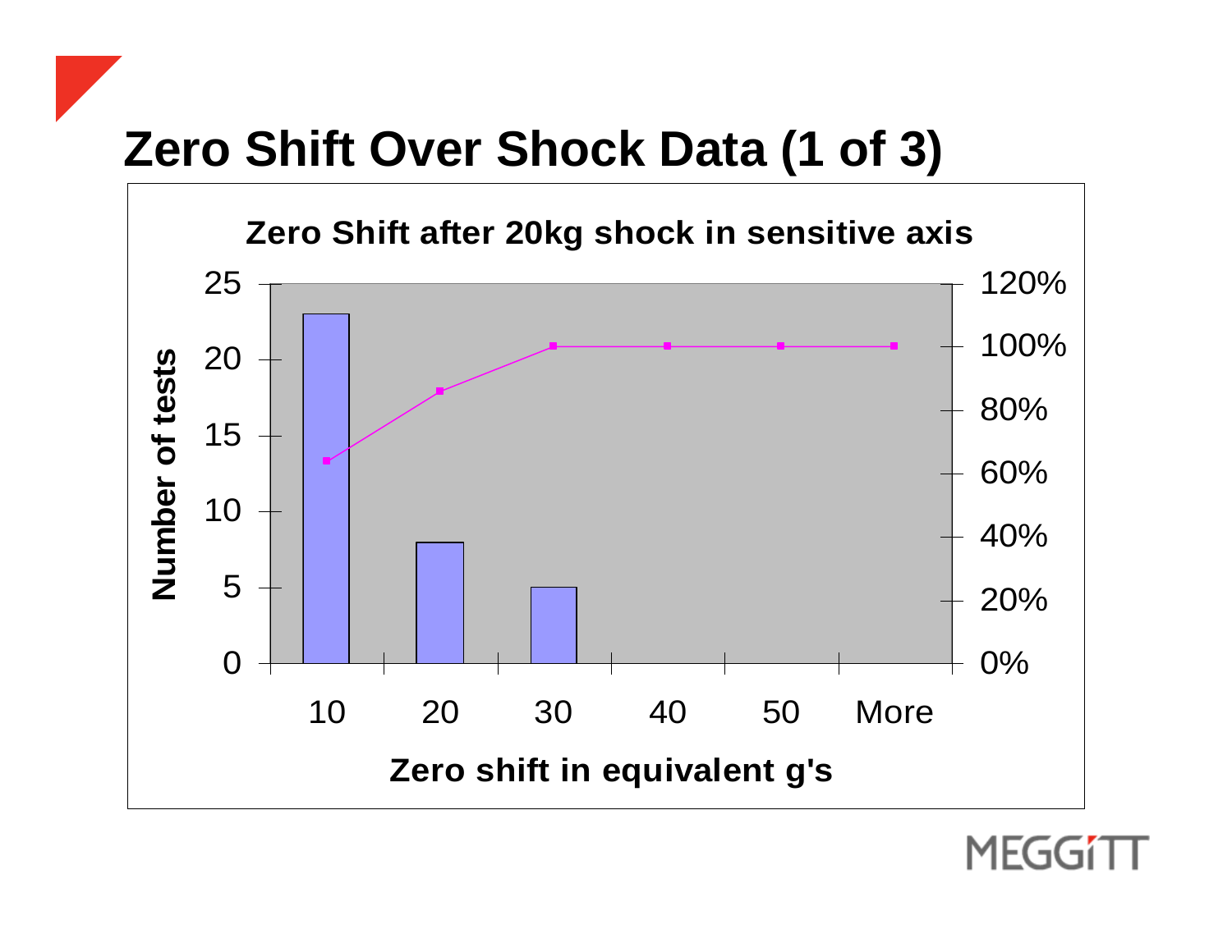# Zero Shift Over Shock Data (1 of 3)

**Zero Shift after 20kg shock in sensitive axis**

| Zero shift in equivalent g's | Number of tests | Cumulative % |
|---|---|---|
| 10 | 23 | 64% |
| 20 | 8 | 86% |
| 30 | 5 | 100% |
| 40 | 0 | 100% |
| 50 | 0 | 100% |
| More | 0 | 100% |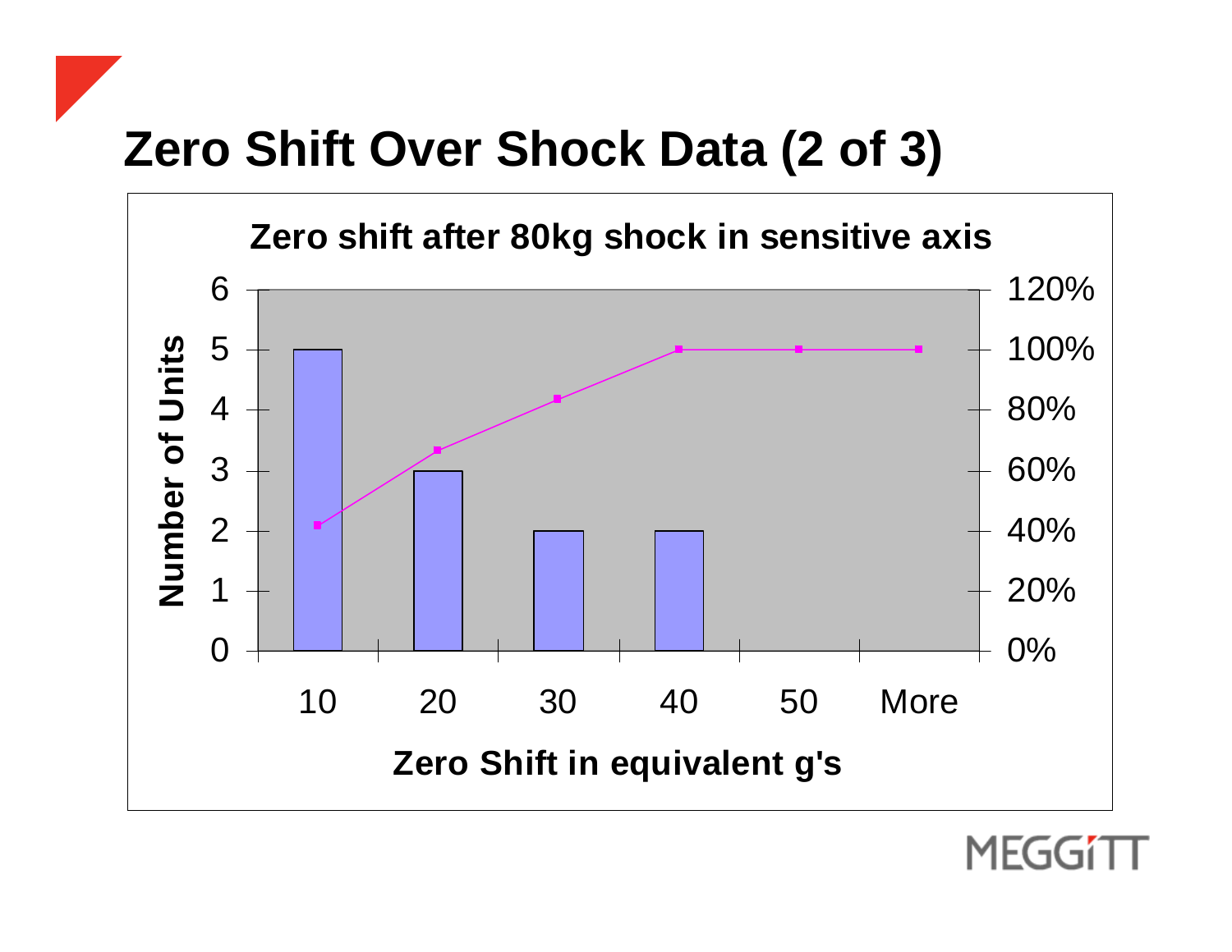# Zero Shift Over Shock Data (2 of 3)

**Zero shift after 80kg shock in sensitive axis**

| Zero Shift in equivalent g's | Number of Units | Cumulative % |
|---|---|---|
| 10 | 5 | ~42% |
| 20 | 3 | ~67% |
| 30 | 2 | ~83% |
| 40 | 2 | 100% |
| 50 | 0 | 100% |
| More | 0 | 100% |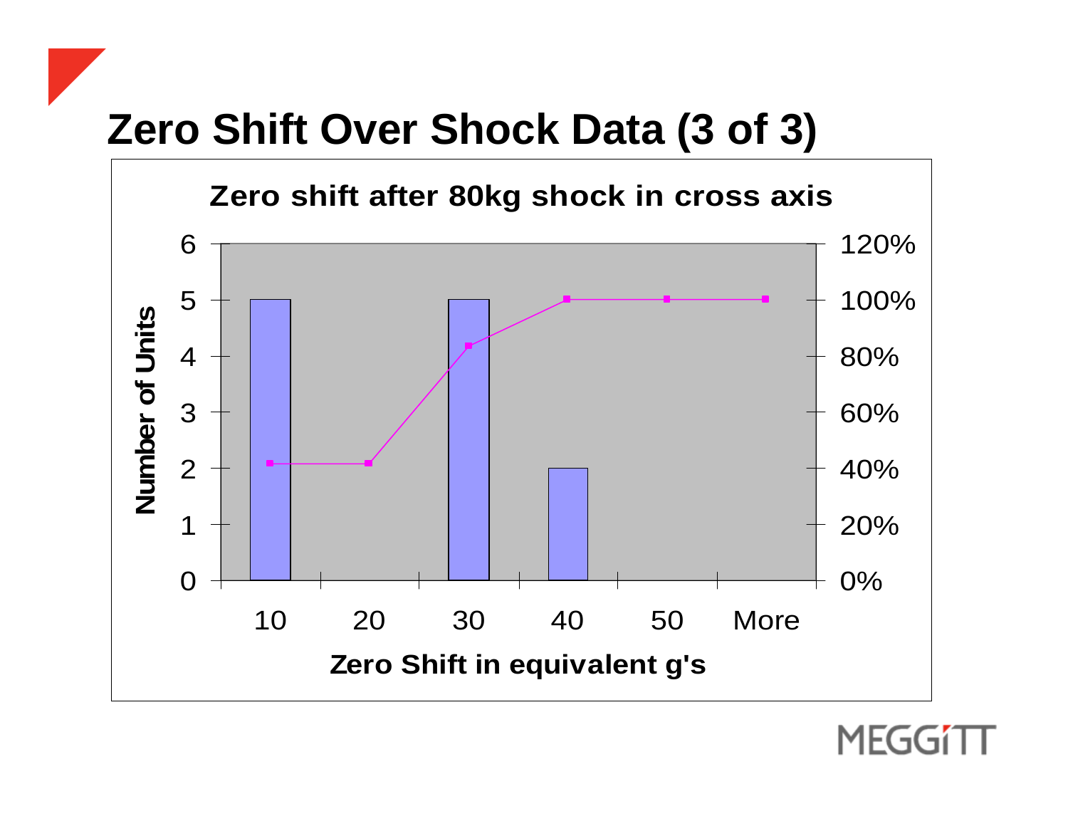# Zero Shift Over Shock Data (3 of 3)

**Zero shift after 80kg shock in cross axis**

| Zero Shift in equivalent g's | Number of Units |
|---|---|
| 10 | 5 |
| 20 | 0 |
| 30 | 5 |
| 40 | 2 |
| 50 | 0 |
| More | 0 |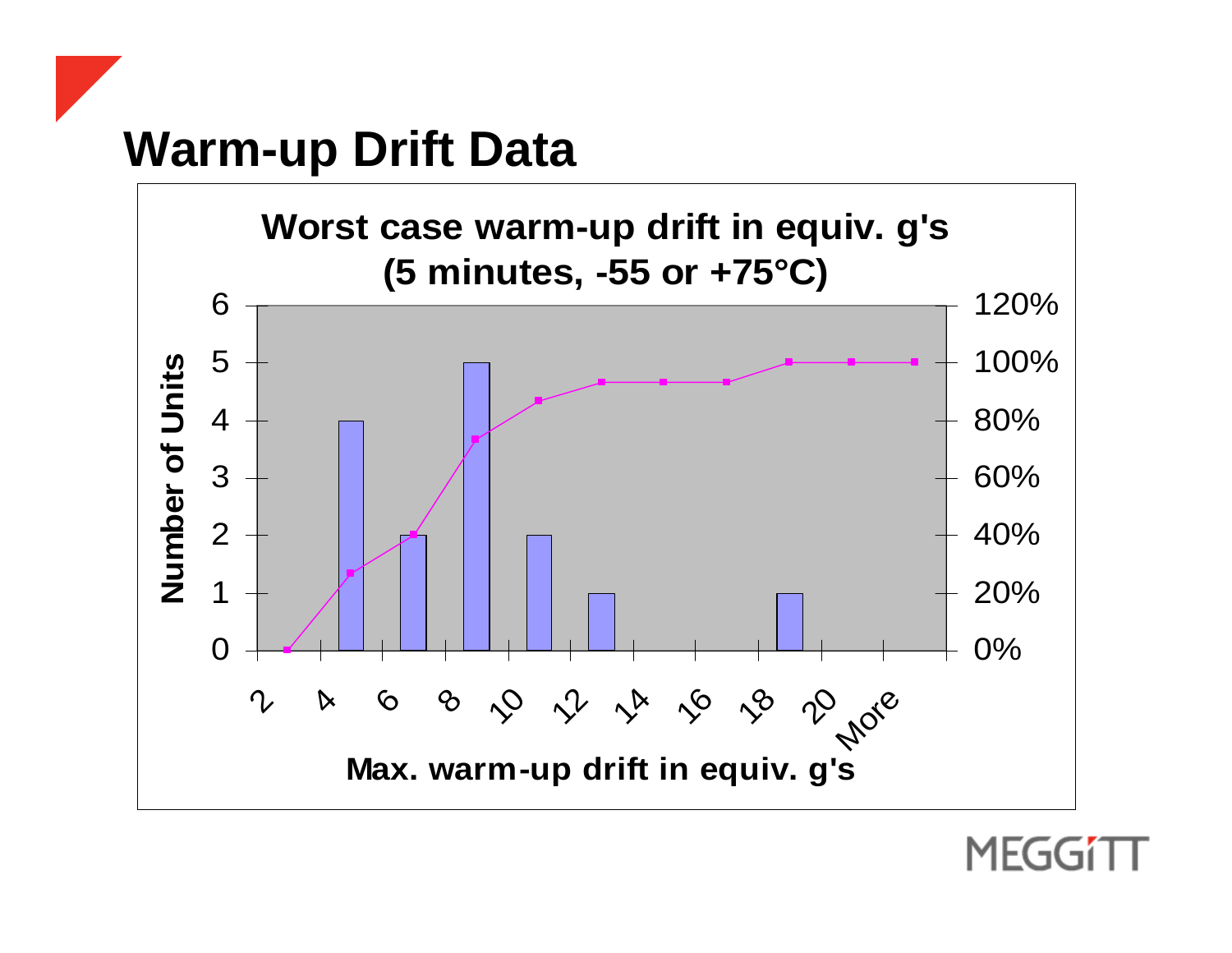# Warm-up Drift Data

**Worst case warm-up drift in equiv. g's (5 minutes, -55 or +75°C)**

| Max. warm-up drift in equiv. g's | Number of Units |
|---|---|
| 2 | 0 |
| 4 | 4 |
| 6 | 2 |
| 8 | 5 |
| 10 | 2 |
| 12 | 1 |
| 14 | 0 |
| 16 | 0 |
| 18 | 1 |
| 20 | 0 |
| More | 0 |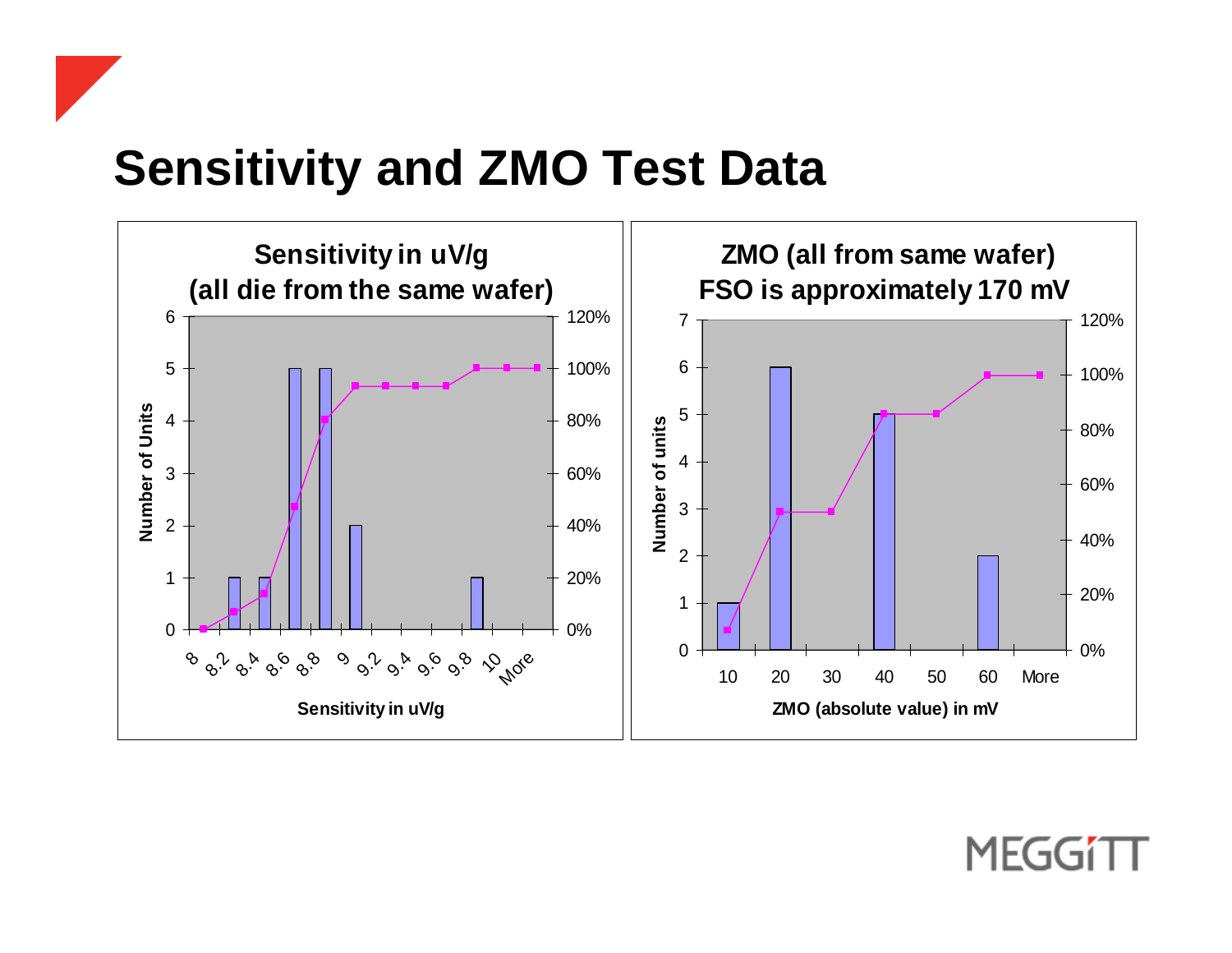# Sensitivity and ZMO Test Data

**Sensitivity in uV/g**
**(all die from the same wafer)**

Number of Units: 0, 1, 2, 3, 4, 5, 6 (left axis); 0%, 20%, 40%, 60%, 80%, 100%, 120% (right axis)

Sensitivity in uV/g: 8, 8.2, 8.4, 8.6, 8.8, 9, 9.2, 9.4, 9.6, 9.8, 10, More

**ZMO (all from same wafer)**
**FSO is approximately 170 mV**

Number of units: 0, 1, 2, 3, 4, 5, 6, 7 (left axis); 0%, 20%, 40%, 60%, 80%, 100%, 120% (right axis)

ZMO (absolute value) in mV: 10, 20, 30, 40, 50, 60, More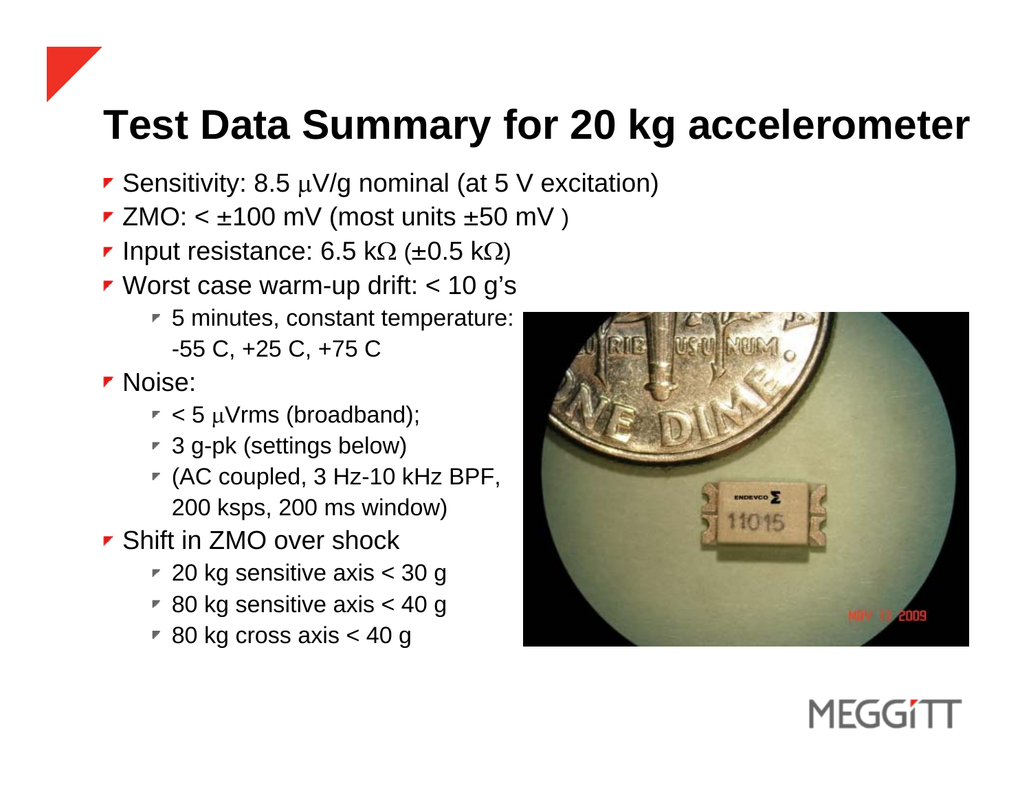# Test Data Summary for 20 kg accelerometer

- Sensitivity: 8.5 μV/g nominal (at 5 V excitation)
- ZMO: < ±100 mV (most units ±50 mV )
- Input resistance: 6.5 kΩ (±0.5 kΩ)
- Worst case warm-up drift: < 10 g's
  - 5 minutes, constant temperature: -55 C, +25 C, +75 C
- Noise:
  - < 5 μVrms (broadband);
  - 3 g-pk (settings below)
  - (AC coupled, 3 Hz-10 kHz BPF, 200 ksps, 200 ms window)
- Shift in ZMO over shock
  - 20 kg sensitive axis < 30 g
  - 80 kg sensitive axis < 40 g
  - 80 kg cross axis < 40 g